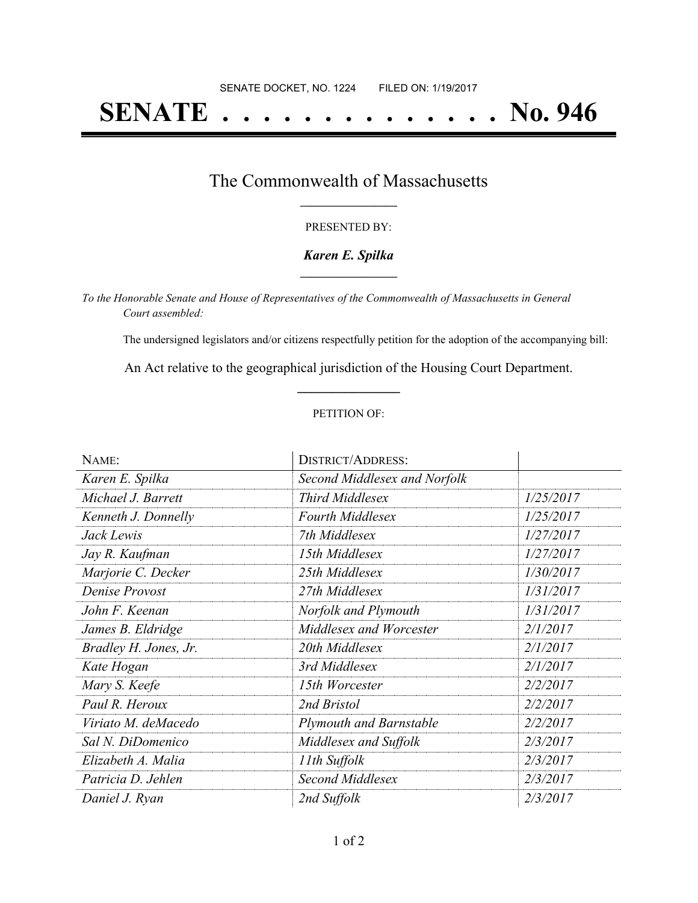SENATE DOCKET, NO. 1224 FILED ON: 1/19/2017

# SENATE . . . . . . . . . . . . . . No. 946

## The Commonwealth of Massachusetts

PRESENTED BY:

***Karen E. Spilka***

*To the Honorable Senate and House of Representatives of the Commonwealth of Massachusetts in General Court assembled:*

The undersigned legislators and/or citizens respectfully petition for the adoption of the accompanying bill:

An Act relative to the geographical jurisdiction of the Housing Court Department.

PETITION OF:

| NAME: | DISTRICT/ADDRESS: | |
|---|---|---|
| *Karen E. Spilka* | *Second Middlesex and Norfolk* | |
| *Michael J. Barrett* | *Third Middlesex* | *1/25/2017* |
| *Kenneth J. Donnelly* | *Fourth Middlesex* | *1/25/2017* |
| *Jack Lewis* | *7th Middlesex* | *1/27/2017* |
| *Jay R. Kaufman* | *15th Middlesex* | *1/27/2017* |
| *Marjorie C. Decker* | *25th Middlesex* | *1/30/2017* |
| *Denise Provost* | *27th Middlesex* | *1/31/2017* |
| *John F. Keenan* | *Norfolk and Plymouth* | *1/31/2017* |
| *James B. Eldridge* | *Middlesex and Worcester* | *2/1/2017* |
| *Bradley H. Jones, Jr.* | *20th Middlesex* | *2/1/2017* |
| *Kate Hogan* | *3rd Middlesex* | *2/1/2017* |
| *Mary S. Keefe* | *15th Worcester* | *2/2/2017* |
| *Paul R. Heroux* | *2nd Bristol* | *2/2/2017* |
| *Viriato M. deMacedo* | *Plymouth and Barnstable* | *2/2/2017* |
| *Sal N. DiDomenico* | *Middlesex and Suffolk* | *2/3/2017* |
| *Elizabeth A. Malia* | *11th Suffolk* | *2/3/2017* |
| *Patricia D. Jehlen* | *Second Middlesex* | *2/3/2017* |
| *Daniel J. Ryan* | *2nd Suffolk* | *2/3/2017* |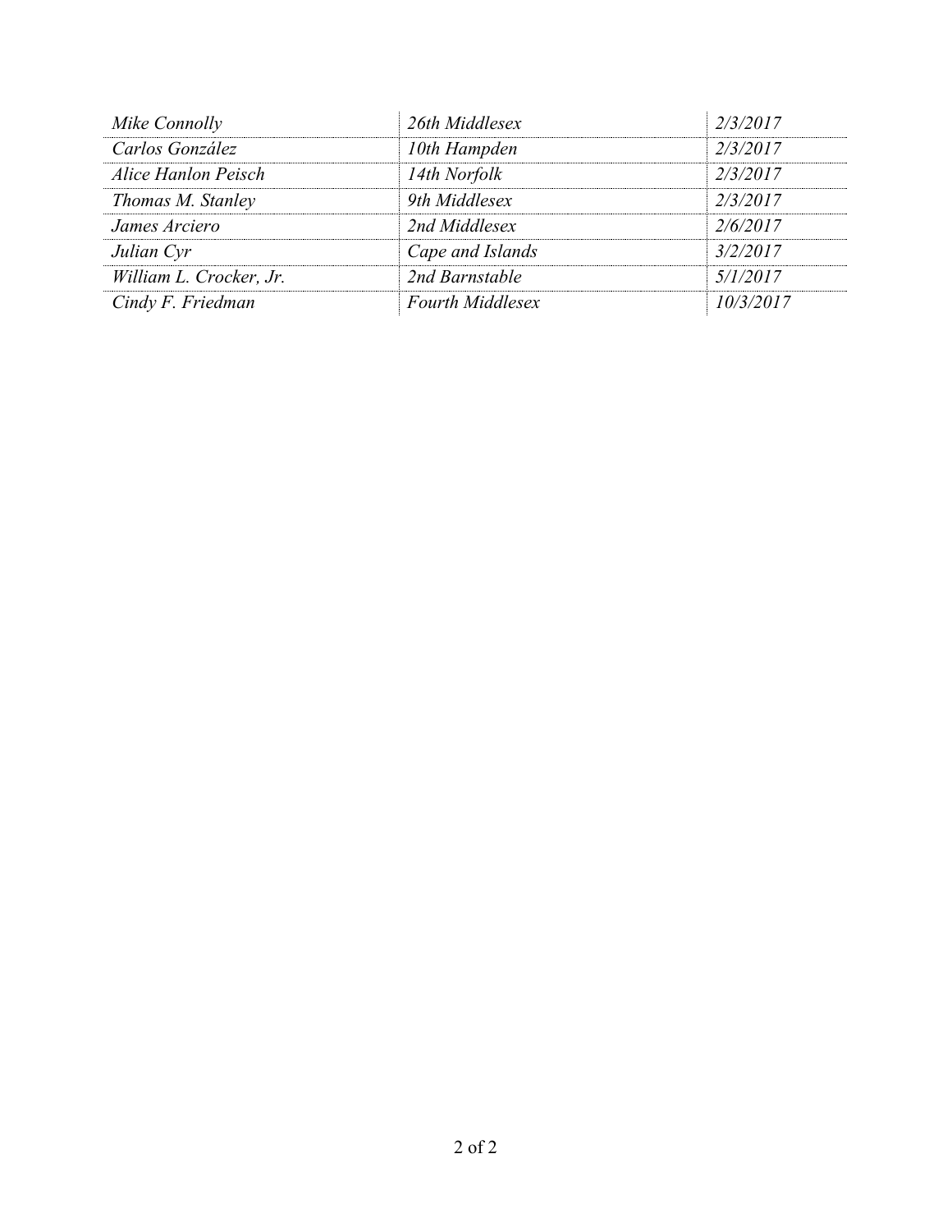| | | |
|---|---|---|
| *Mike Connolly* | *26th Middlesex* | *2/3/2017* |
| *Carlos González* | *10th Hampden* | *2/3/2017* |
| *Alice Hanlon Peisch* | *14th Norfolk* | *2/3/2017* |
| *Thomas M. Stanley* | *9th Middlesex* | *2/3/2017* |
| *James Arciero* | *2nd Middlesex* | *2/6/2017* |
| *Julian Cyr* | *Cape and Islands* | *3/2/2017* |
| *William L. Crocker, Jr.* | *2nd Barnstable* | *5/1/2017* |
| *Cindy F. Friedman* | *Fourth Middlesex* | *10/3/2017* |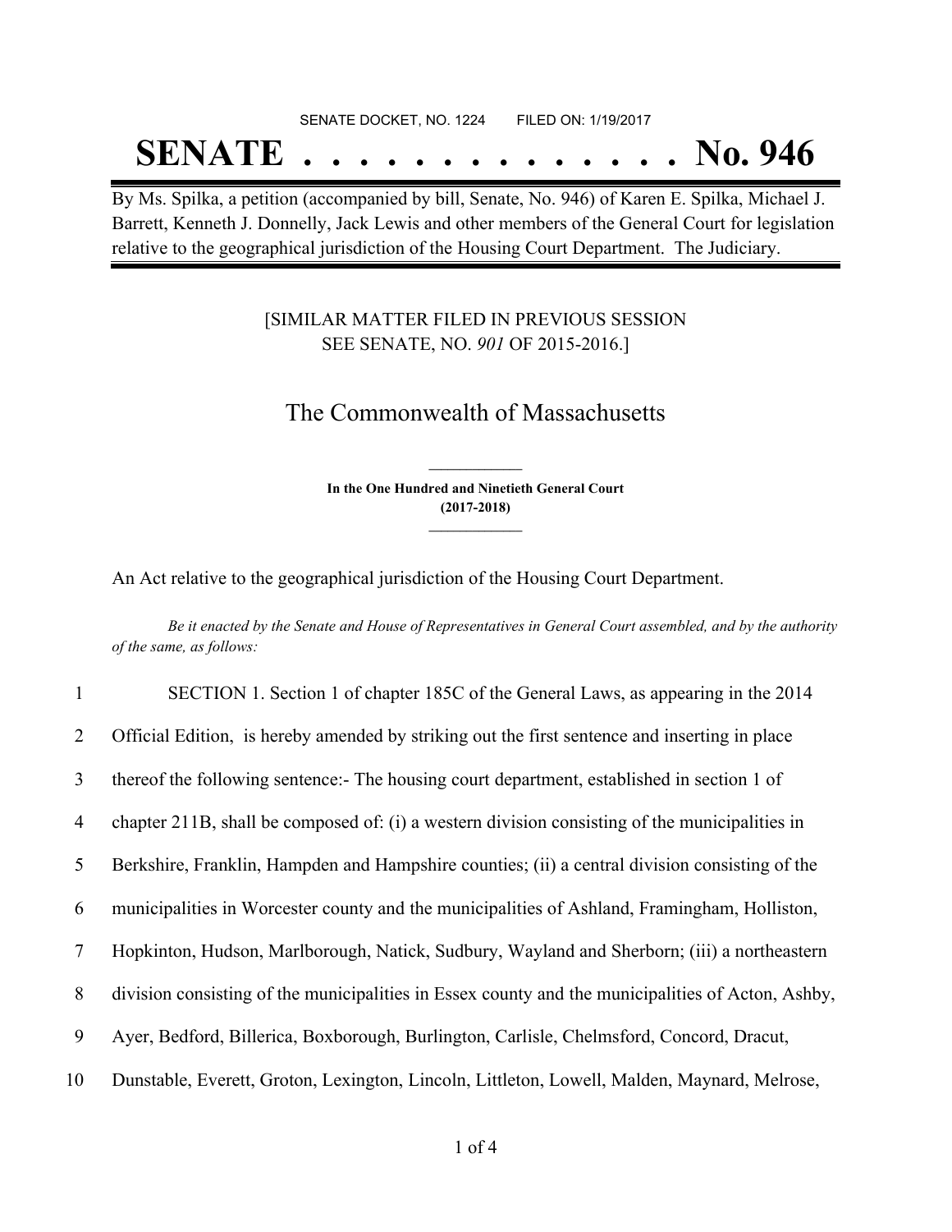SENATE DOCKET, NO. 1224 FILED ON: 1/19/2017

# SENATE . . . . . . . . . . . . . . No. 946

By Ms. Spilka, a petition (accompanied by bill, Senate, No. 946) of Karen E. Spilka, Michael J. Barrett, Kenneth J. Donnelly, Jack Lewis and other members of the General Court for legislation relative to the geographical jurisdiction of the Housing Court Department. The Judiciary.

[SIMILAR MATTER FILED IN PREVIOUS SESSION SEE SENATE, NO. *901* OF 2015-2016.]

## The Commonwealth of Massachusetts

**In the One Hundred and Ninetieth General Court (2017-2018)**

An Act relative to the geographical jurisdiction of the Housing Court Department.

*Be it enacted by the Senate and House of Representatives in General Court assembled, and by the authority of the same, as follows:*

1 SECTION 1. Section 1 of chapter 185C of the General Laws, as appearing in the 2014
2 Official Edition, is hereby amended by striking out the first sentence and inserting in place
3 thereof the following sentence:- The housing court department, established in section 1 of
4 chapter 211B, shall be composed of: (i) a western division consisting of the municipalities in
5 Berkshire, Franklin, Hampden and Hampshire counties; (ii) a central division consisting of the
6 municipalities in Worcester county and the municipalities of Ashland, Framingham, Holliston,
7 Hopkinton, Hudson, Marlborough, Natick, Sudbury, Wayland and Sherborn; (iii) a northeastern
8 division consisting of the municipalities in Essex county and the municipalities of Acton, Ashby,
9 Ayer, Bedford, Billerica, Boxborough, Burlington, Carlisle, Chelmsford, Concord, Dracut,
10 Dunstable, Everett, Groton, Lexington, Lincoln, Littleton, Lowell, Malden, Maynard, Melrose,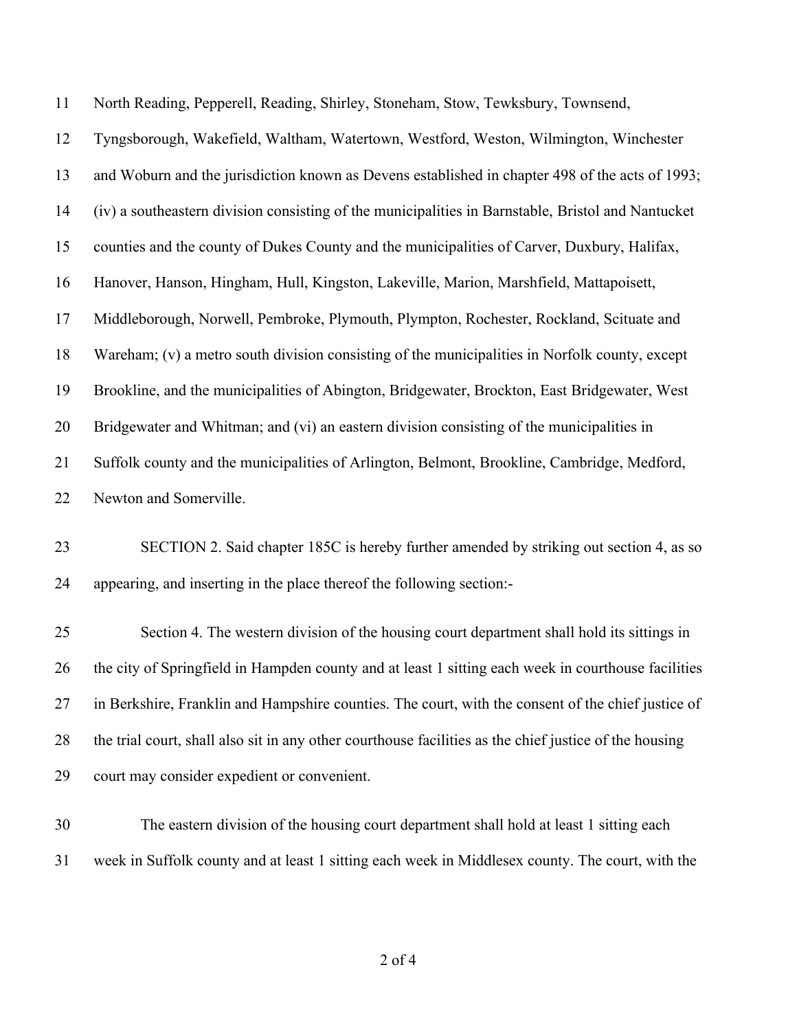North Reading, Pepperell, Reading, Shirley, Stoneham, Stow, Tewksbury, Townsend, Tyngsborough, Wakefield, Waltham, Watertown, Westford, Weston, Wilmington, Winchester and Woburn and the jurisdiction known as Devens established in chapter 498 of the acts of 1993; (iv) a southeastern division consisting of the municipalities in Barnstable, Bristol and Nantucket counties and the county of Dukes County and the municipalities of Carver, Duxbury, Halifax, Hanover, Hanson, Hingham, Hull, Kingston, Lakeville, Marion, Marshfield, Mattapoisett, Middleborough, Norwell, Pembroke, Plymouth, Plympton, Rochester, Rockland, Scituate and Wareham; (v) a metro south division consisting of the municipalities in Norfolk county, except Brookline, and the municipalities of Abington, Bridgewater, Brockton, East Bridgewater, West Bridgewater and Whitman; and (vi) an eastern division consisting of the municipalities in Suffolk county and the municipalities of Arlington, Belmont, Brookline, Cambridge, Medford, Newton and Somerville.

SECTION 2. Said chapter 185C is hereby further amended by striking out section 4, as so appearing, and inserting in the place thereof the following section:-

Section 4. The western division of the housing court department shall hold its sittings in the city of Springfield in Hampden county and at least 1 sitting each week in courthouse facilities in Berkshire, Franklin and Hampshire counties. The court, with the consent of the chief justice of the trial court, shall also sit in any other courthouse facilities as the chief justice of the housing court may consider expedient or convenient.

The eastern division of the housing court department shall hold at least 1 sitting each week in Suffolk county and at least 1 sitting each week in Middlesex county. The court, with the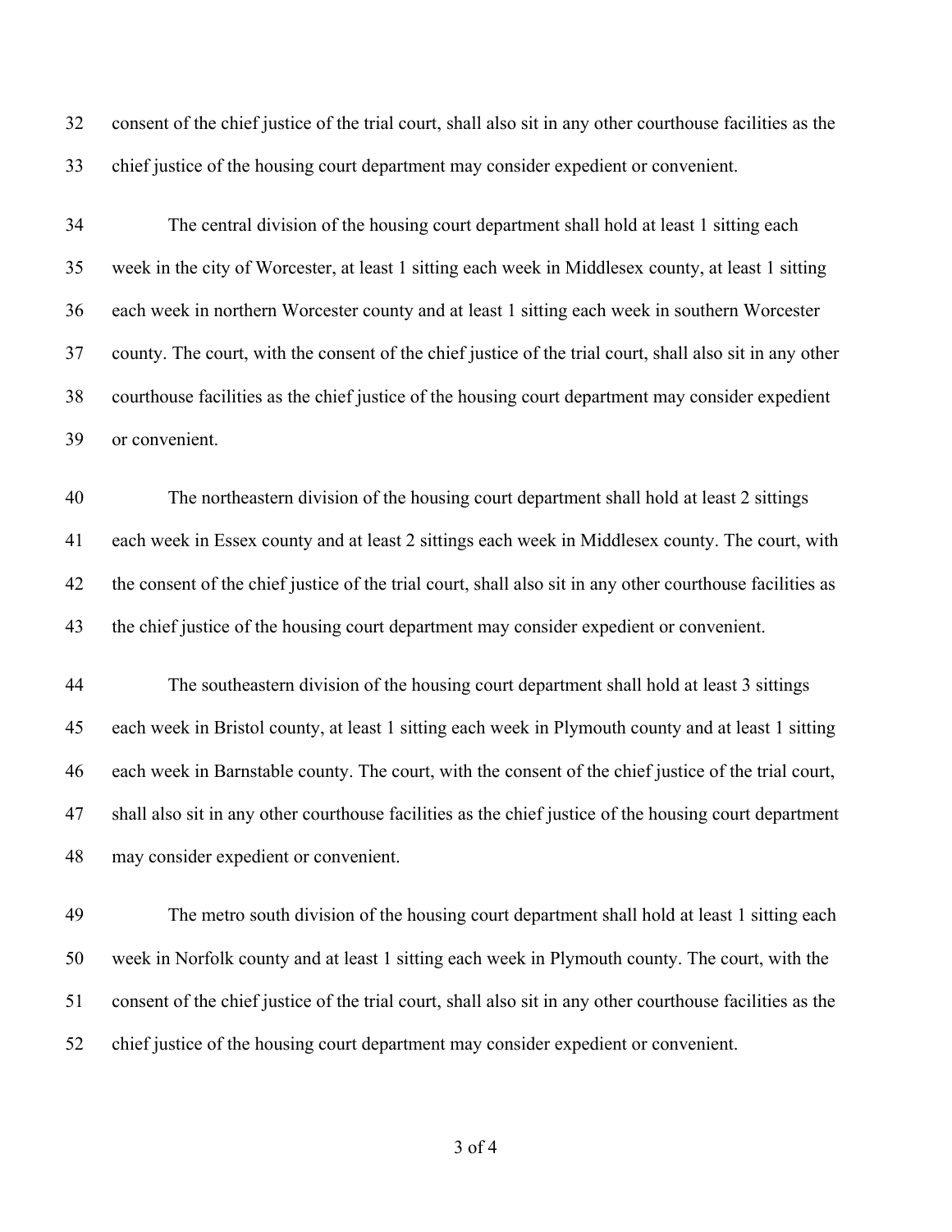consent of the chief justice of the trial court, shall also sit in any other courthouse facilities as the chief justice of the housing court department may consider expedient or convenient.

The central division of the housing court department shall hold at least 1 sitting each week in the city of Worcester, at least 1 sitting each week in Middlesex county, at least 1 sitting each week in northern Worcester county and at least 1 sitting each week in southern Worcester county. The court, with the consent of the chief justice of the trial court, shall also sit in any other courthouse facilities as the chief justice of the housing court department may consider expedient or convenient.

The northeastern division of the housing court department shall hold at least 2 sittings each week in Essex county and at least 2 sittings each week in Middlesex county. The court, with the consent of the chief justice of the trial court, shall also sit in any other courthouse facilities as the chief justice of the housing court department may consider expedient or convenient.

The southeastern division of the housing court department shall hold at least 3 sittings each week in Bristol county, at least 1 sitting each week in Plymouth county and at least 1 sitting each week in Barnstable county. The court, with the consent of the chief justice of the trial court, shall also sit in any other courthouse facilities as the chief justice of the housing court department may consider expedient or convenient.

The metro south division of the housing court department shall hold at least 1 sitting each week in Norfolk county and at least 1 sitting each week in Plymouth county. The court, with the consent of the chief justice of the trial court, shall also sit in any other courthouse facilities as the chief justice of the housing court department may consider expedient or convenient.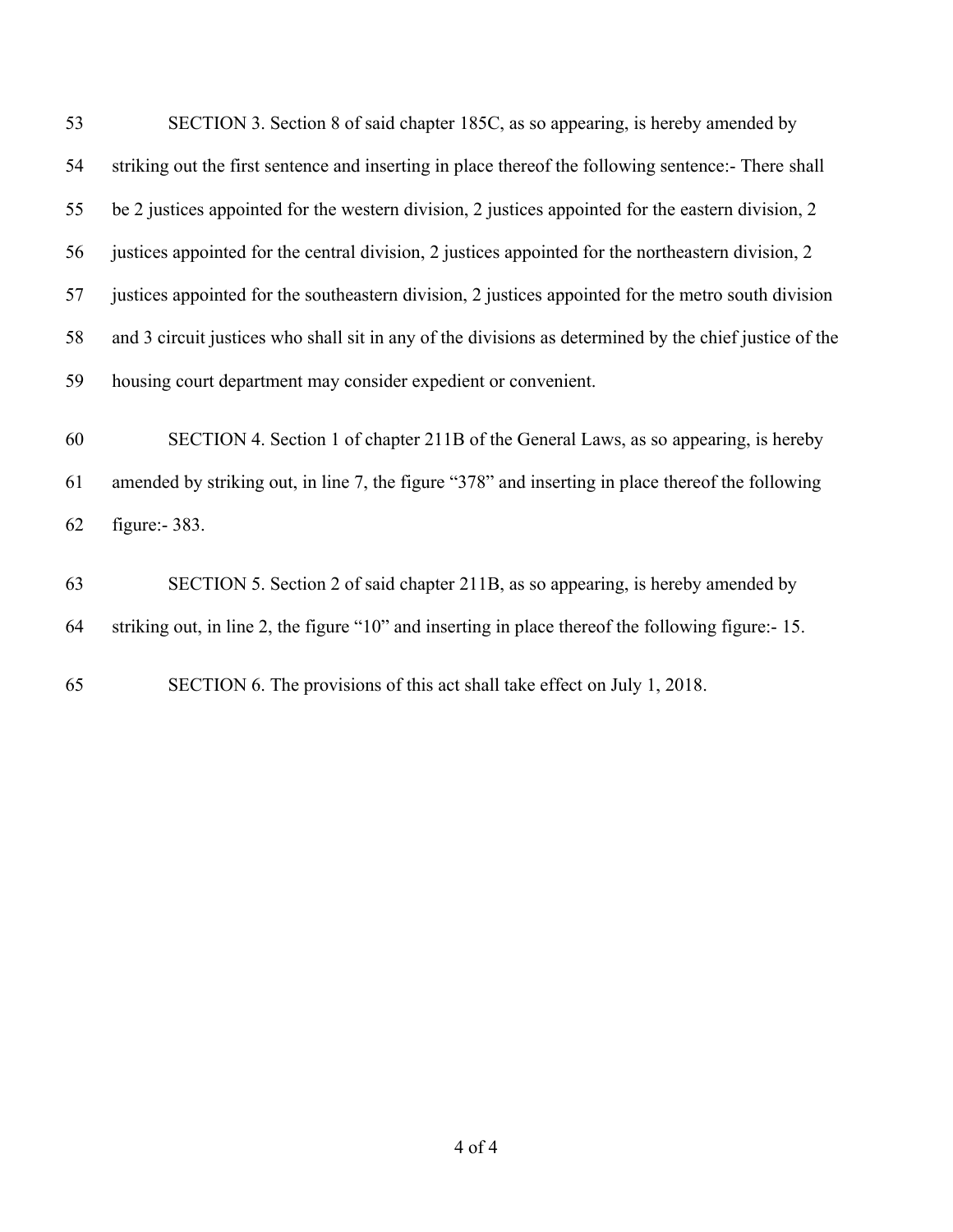SECTION 3. Section 8 of said chapter 185C, as so appearing, is hereby amended by striking out the first sentence and inserting in place thereof the following sentence:- There shall be 2 justices appointed for the western division, 2 justices appointed for the eastern division, 2 justices appointed for the central division, 2 justices appointed for the northeastern division, 2 justices appointed for the southeastern division, 2 justices appointed for the metro south division and 3 circuit justices who shall sit in any of the divisions as determined by the chief justice of the housing court department may consider expedient or convenient.

SECTION 4. Section 1 of chapter 211B of the General Laws, as so appearing, is hereby amended by striking out, in line 7, the figure "378" and inserting in place thereof the following figure:- 383.

SECTION 5. Section 2 of said chapter 211B, as so appearing, is hereby amended by striking out, in line 2, the figure "10" and inserting in place thereof the following figure:- 15.

SECTION 6. The provisions of this act shall take effect on July 1, 2018.